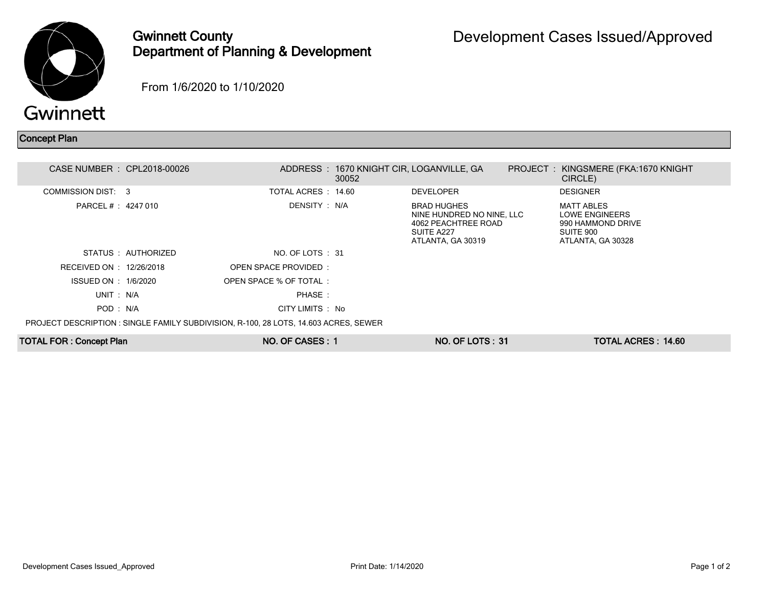# Gwinnett County
## Department of Planning & Development

# Development Cases Issued/Approved

From 1/6/2020 to 1/10/2020

## Concept Plan

| | | | | | |
|---|---|---|---|---|---|
| CASE NUMBER : | CPL2018-00026 | ADDRESS : | 1670 KNIGHT CIR, LOGANVILLE, GA 30052 | PROJECT : | KINGSMERE (FKA:1670 KNIGHT CIRCLE) |
| COMMISSION DIST: | 3 | TOTAL ACRES : | 14.60 | DEVELOPER | DESIGNER |
| PARCEL # : | 4247 010 | DENSITY : | N/A | BRAD HUGHES<br>NINE HUNDRED NO NINE, LLC<br>4062 PEACHTREE ROAD<br>SUITE A227<br>ATLANTA, GA 30319 | MATT ABLES<br>LOWE ENGINEERS<br>990 HAMMOND DRIVE<br>SUITE 900<br>ATLANTA, GA 30328 |
| STATUS : | AUTHORIZED | NO. OF LOTS : | 31 | | |
| RECEIVED ON : | 12/26/2018 | OPEN SPACE PROVIDED : | | | |
| ISSUED ON : | 1/6/2020 | OPEN SPACE % OF TOTAL : | | | |
| UNIT : | N/A | PHASE : | | | |
| POD : | N/A | CITY LIMITS : | No | | |

PROJECT DESCRIPTION : SINGLE FAMILY SUBDIVISION, R-100, 28 LOTS, 14.603 ACRES, SEWER

| TOTAL FOR : Concept Plan | NO. OF CASES : 1 | NO. OF LOTS : 31 | TOTAL ACRES : 14.60 |
|---|---|---|---|

Development Cases Issued_Approved — Print Date: 1/14/2020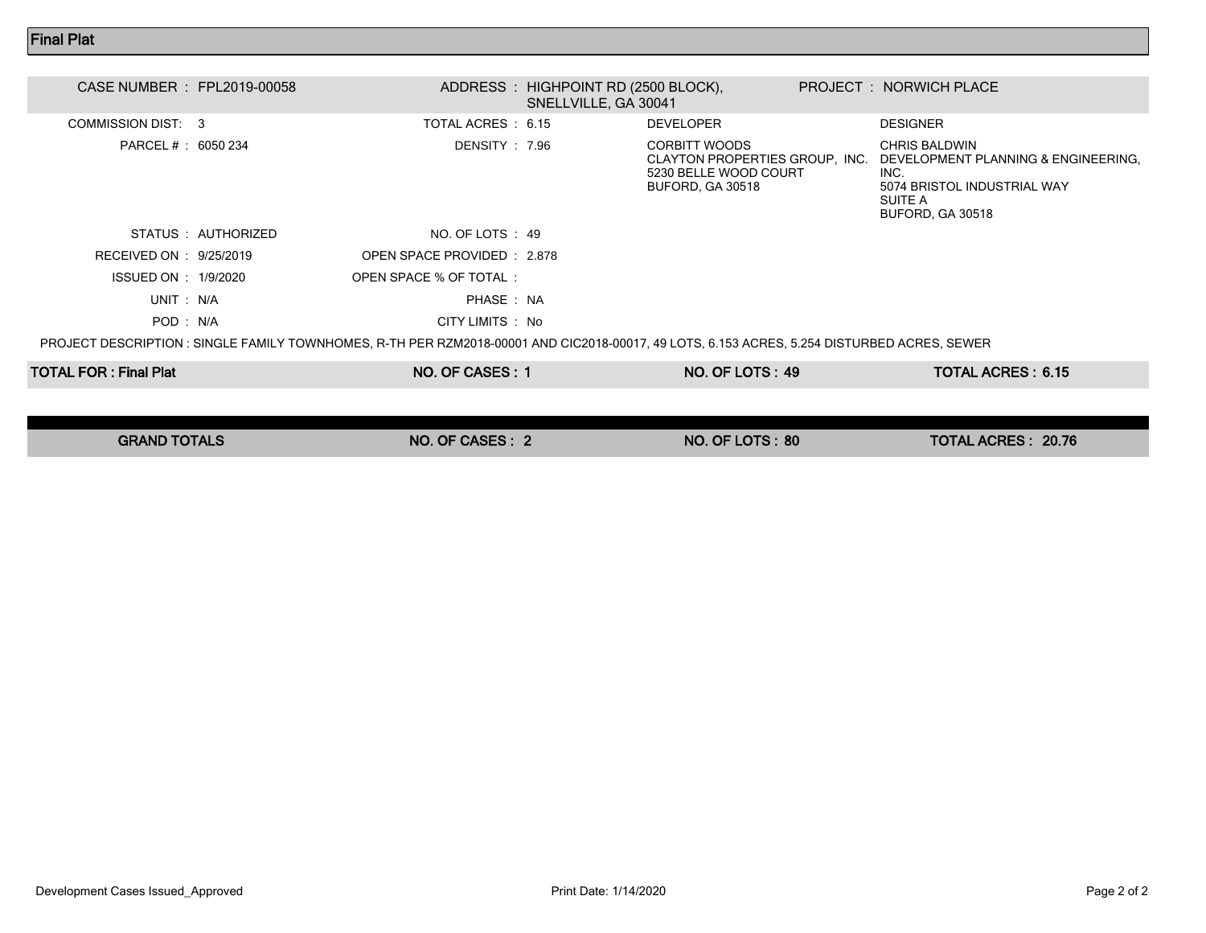## Final Plat

| | | | |
|---|---|---|---|
| CASE NUMBER : FPL2019-00058 | ADDRESS : HIGHPOINT RD (2500 BLOCK), SNELLVILLE, GA 30041 | | PROJECT : NORWICH PLACE |
| COMMISSION DIST: 3 | TOTAL ACRES : 6.15 | DEVELOPER | DESIGNER |
| PARCEL # : 6050 234 | DENSITY : 7.96 | CORBITT WOODS<br>CLAYTON PROPERTIES GROUP, INC.<br>5230 BELLE WOOD COURT<br>BUFORD, GA 30518 | CHRIS BALDWIN<br>DEVELOPMENT PLANNING & ENGINEERING, INC.<br>5074 BRISTOL INDUSTRIAL WAY<br>SUITE A<br>BUFORD, GA 30518 |
| STATUS : AUTHORIZED | NO. OF LOTS : 49 | | |
| RECEIVED ON : 9/25/2019 | OPEN SPACE PROVIDED : 2.878 | | |
| ISSUED ON : 1/9/2020 | OPEN SPACE % OF TOTAL : | | |
| UNIT : N/A | PHASE : NA | | |
| POD : N/A | CITY LIMITS : No | | |

PROJECT DESCRIPTION : SINGLE FAMILY TOWNHOMES, R-TH PER RZM2018-00001 AND CIC2018-00017, 49 LOTS, 6.153 ACRES, 5.254 DISTURBED ACRES, SEWER

| TOTAL FOR : Final Plat | NO. OF CASES : 1 | NO. OF LOTS : 49 | TOTAL ACRES : 6.15 |
|---|---|---|---|

| GRAND TOTALS | NO. OF CASES : 2 | NO. OF LOTS : 80 | TOTAL ACRES : 20.76 |
|---|---|---|---|